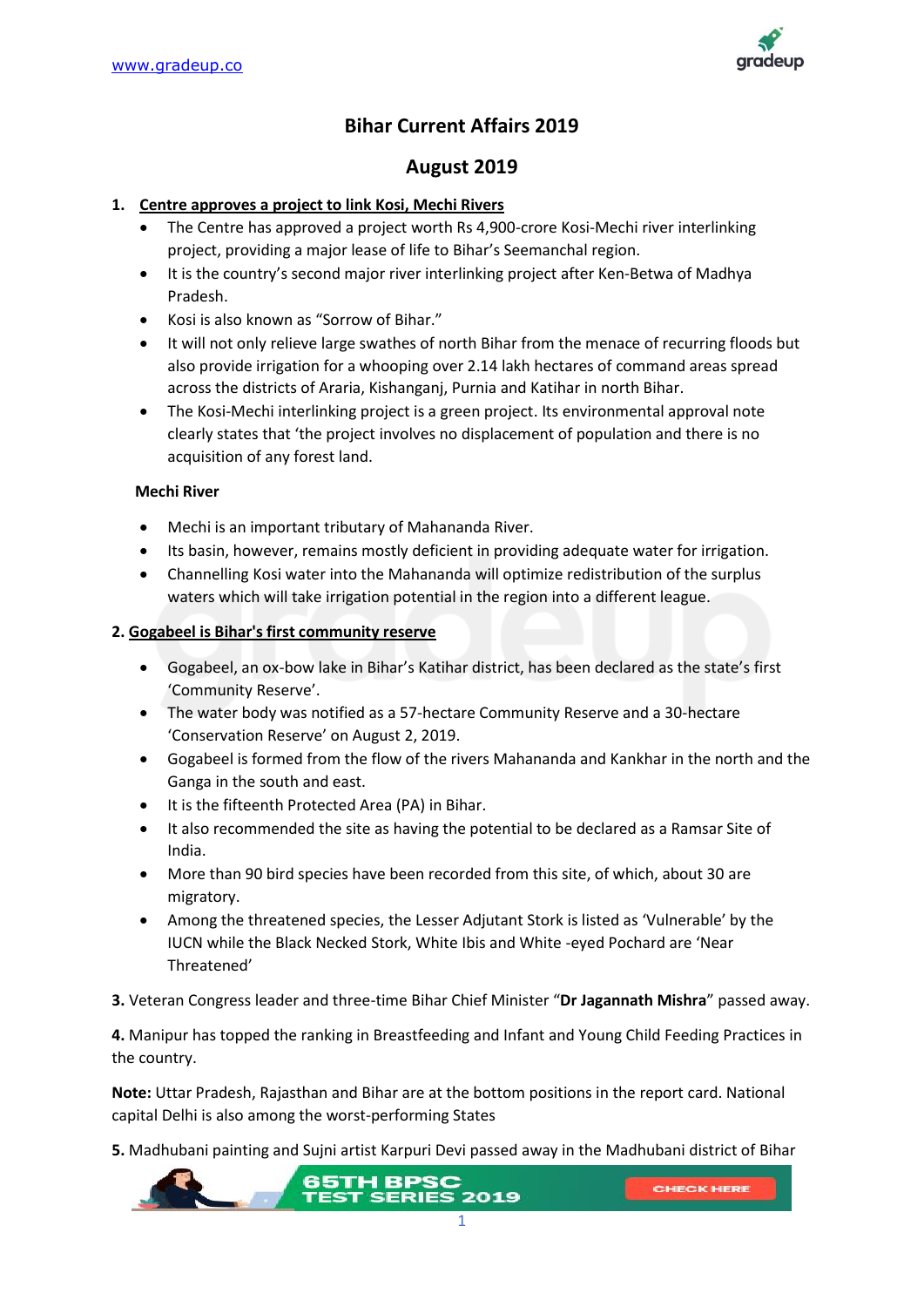# Bihar Current Affairs 2019

## August 2019

1. **Centre approves a project to link Kosi, Mechi Rivers**
    - The Centre has approved a project worth Rs 4,900-crore Kosi-Mechi river interlinking project, providing a major lease of life to Bihar's Seemanchal region.
    - It is the country's second major river interlinking project after Ken-Betwa of Madhya Pradesh.
    - Kosi is also known as "Sorrow of Bihar."
    - It will not only relieve large swathes of north Bihar from the menace of recurring floods but also provide irrigation for a whooping over 2.14 lakh hectares of command areas spread across the districts of Araria, Kishanganj, Purnia and Katihar in north Bihar.
    - The Kosi-Mechi interlinking project is a green project. Its environmental approval note clearly states that 'the project involves no displacement of population and there is no acquisition of any forest land.

   **Mechi River**

    - Mechi is an important tributary of Mahananda River.
    - Its basin, however, remains mostly deficient in providing adequate water for irrigation.
    - Channelling Kosi water into the Mahananda will optimize redistribution of the surplus waters which will take irrigation potential in the region into a different league.

2. **Gogabeel is Bihar's first community reserve**
    - Gogabeel, an ox-bow lake in Bihar's Katihar district, has been declared as the state's first 'Community Reserve'.
    - The water body was notified as a 57-hectare Community Reserve and a 30-hectare 'Conservation Reserve' on August 2, 2019.
    - Gogabeel is formed from the flow of the rivers Mahananda and Kankhar in the north and the Ganga in the south and east.
    - It is the fifteenth Protected Area (PA) in Bihar.
    - It also recommended the site as having the potential to be declared as a Ramsar Site of India.
    - More than 90 bird species have been recorded from this site, of which, about 30 are migratory.
    - Among the threatened species, the Lesser Adjutant Stork is listed as 'Vulnerable' by the IUCN while the Black Necked Stork, White Ibis and White -eyed Pochard are 'Near Threatened'

3. Veteran Congress leader and three-time Bihar Chief Minister "**Dr Jagannath Mishra**" passed away.

4. Manipur has topped the ranking in Breastfeeding and Infant and Young Child Feeding Practices in the country.

**Note:** Uttar Pradesh, Rajasthan and Bihar are at the bottom positions in the report card. National capital Delhi is also among the worst-performing States

5. Madhubani painting and Sujni artist Karpuri Devi passed away in the Madhubani district of Bihar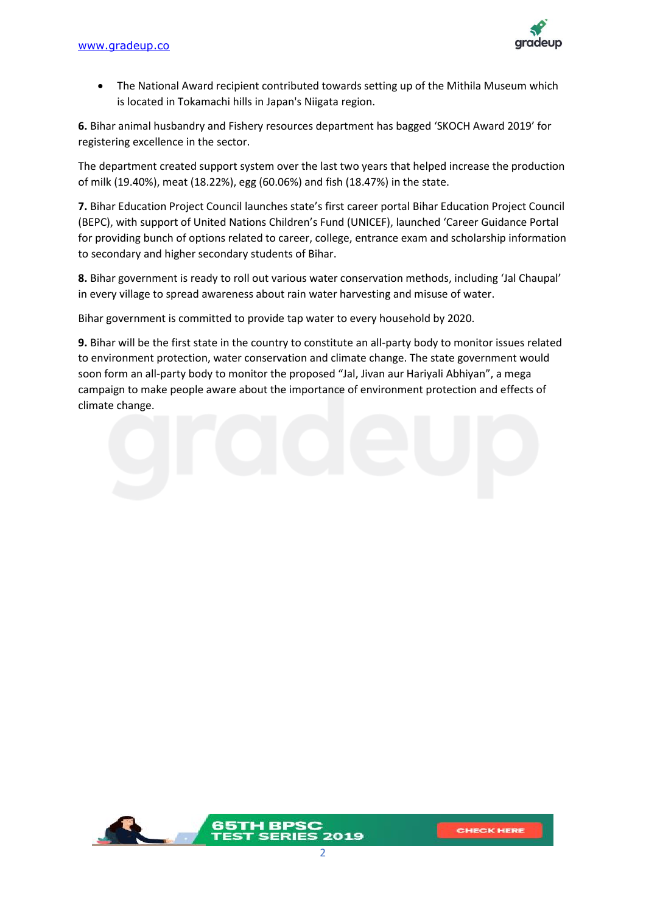- The National Award recipient contributed towards setting up of the Mithila Museum which is located in Tokamachi hills in Japan's Niigata region.

**6.** Bihar animal husbandry and Fishery resources department has bagged 'SKOCH Award 2019' for registering excellence in the sector.

The department created support system over the last two years that helped increase the production of milk (19.40%), meat (18.22%), egg (60.06%) and fish (18.47%) in the state.

**7.** Bihar Education Project Council launches state's first career portal Bihar Education Project Council (BEPC), with support of United Nations Children's Fund (UNICEF), launched 'Career Guidance Portal for providing bunch of options related to career, college, entrance exam and scholarship information to secondary and higher secondary students of Bihar.

**8.** Bihar government is ready to roll out various water conservation methods, including 'Jal Chaupal' in every village to spread awareness about rain water harvesting and misuse of water.

Bihar government is committed to provide tap water to every household by 2020.

**9.** Bihar will be the first state in the country to constitute an all-party body to monitor issues related to environment protection, water conservation and climate change. The state government would soon form an all-party body to monitor the proposed "Jal, Jivan aur Hariyali Abhiyan", a mega campaign to make people aware about the importance of environment protection and effects of climate change.